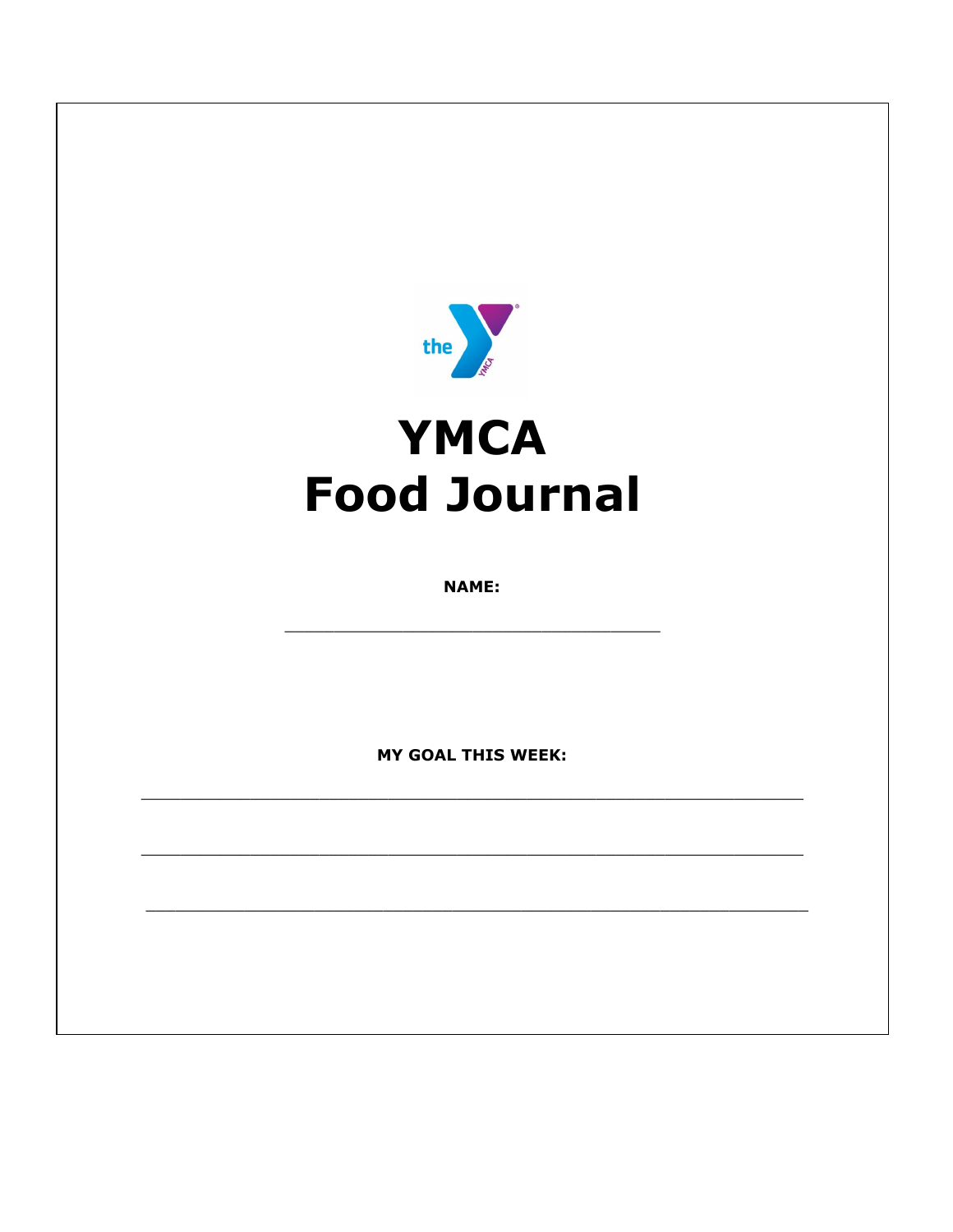# YMCA
# Food Journal

**NAME:**

\_\_\_\_\_\_\_\_\_\_\_\_\_\_\_\_\_\_\_\_\_\_\_\_\_\_\_\_\_\_\_\_\_\_\_\_\_\_\_\_

**MY GOAL THIS WEEK:**

\_\_\_\_\_\_\_\_\_\_\_\_\_\_\_\_\_\_\_\_\_\_\_\_\_\_\_\_\_\_\_\_\_\_\_\_\_\_\_\_\_\_\_\_\_\_\_\_\_\_\_\_\_\_\_\_\_\_\_\_\_\_\_\_\_\_\_\_\_\_

\_\_\_\_\_\_\_\_\_\_\_\_\_\_\_\_\_\_\_\_\_\_\_\_\_\_\_\_\_\_\_\_\_\_\_\_\_\_\_\_\_\_\_\_\_\_\_\_\_\_\_\_\_\_\_\_\_\_\_\_\_\_\_\_\_\_\_\_\_\_

\_\_\_\_\_\_\_\_\_\_\_\_\_\_\_\_\_\_\_\_\_\_\_\_\_\_\_\_\_\_\_\_\_\_\_\_\_\_\_\_\_\_\_\_\_\_\_\_\_\_\_\_\_\_\_\_\_\_\_\_\_\_\_\_\_\_\_\_\_\_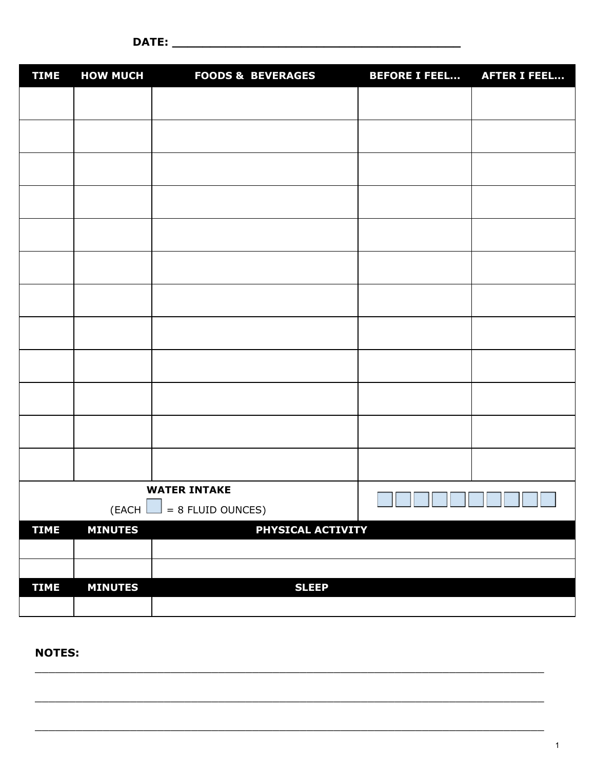DATE: ________________________________________

| TIME | HOW MUCH | FOODS & BEVERAGES | BEFORE I FEEL… | AFTER I FEEL… |
|---|---|---|---|---|
| | | | | |
| | | | | |
| | | | | |
| | | | | |
| | | | | |
| | | | | |
| | | | | |
| | | | | |
| | | | | |
| | | | | |
| | | | | |
| | | | | |
| **WATER INTAKE** (EACH ☐ = 8 FLUID OUNCES) | | | ☐☐☐☐☐☐☐☐☐☐ | |

| TIME | MINUTES | PHYSICAL ACTIVITY |
|---|---|---|
| | | |
| | | |

| TIME | MINUTES | SLEEP |
|---|---|---|
| | | |

**NOTES:**

________________________________________________________________________________

________________________________________________________________________________

________________________________________________________________________________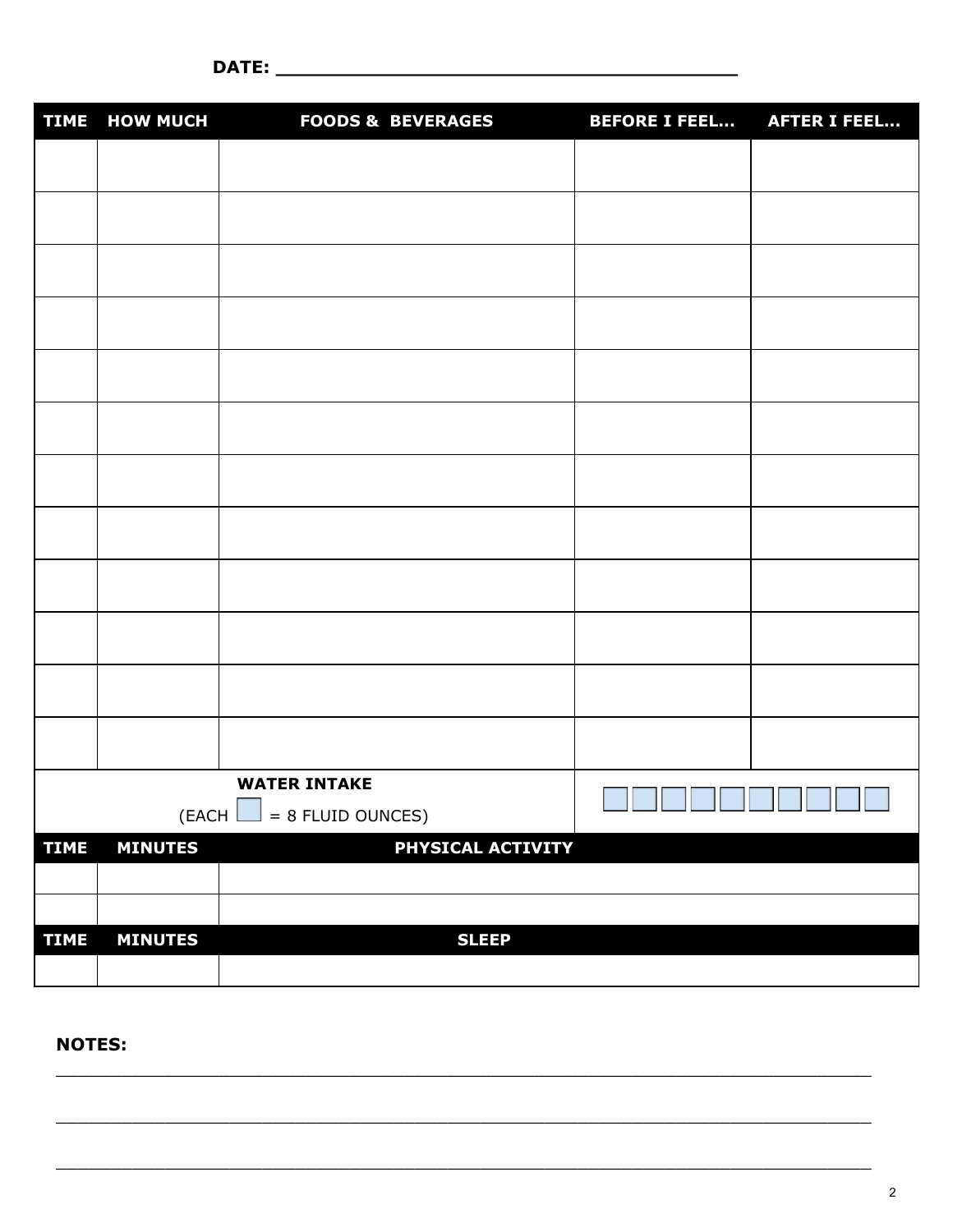**DATE:** ________________________________________

| TIME | HOW MUCH | FOODS & BEVERAGES | BEFORE I FEEL… | AFTER I FEEL… |
|---|---|---|---|---|
| | | | | |
| | | | | |
| | | | | |
| | | | | |
| | | | | |
| | | | | |
| | | | | |
| | | | | |
| | | | | |
| | | | | |
| | | | | |
| | | | | |
| | | **WATER INTAKE** (EACH ☐ = 8 FLUID OUNCES) | ☐☐☐☐☐☐☐☐☐☐ | |

| TIME | MINUTES | PHYSICAL ACTIVITY |
|---|---|---|
| | | |
| | | |

| TIME | MINUTES | SLEEP |
|---|---|---|
| | | |

**NOTES:**

________________________________________________________________________________

________________________________________________________________________________

________________________________________________________________________________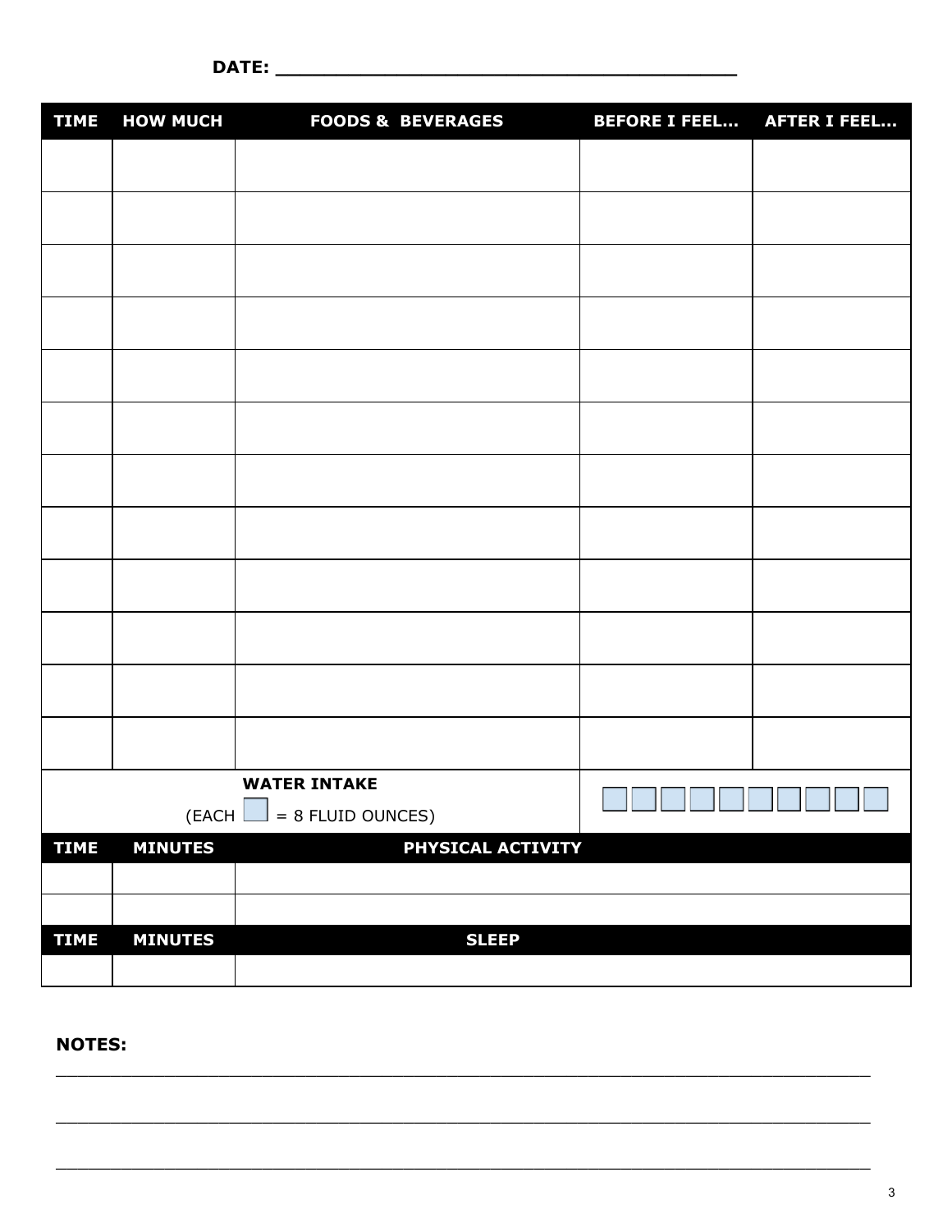**DATE:** ______________________________________

| TIME | HOW MUCH | FOODS & BEVERAGES | BEFORE I FEEL… | AFTER I FEEL… |
|---|---|---|---|---|
| | | | | |
| | | | | |
| | | | | |
| | | | | |
| | | | | |
| | | | | |
| | | | | |
| | | | | |
| | | | | |
| | | | | |
| | | | | |
| | | | | |
| **WATER INTAKE** (EACH ☐ = 8 FLUID OUNCES) | | | ☐ ☐ ☐ ☐ ☐ ☐ ☐ ☐ ☐ ☐ | |

| TIME | MINUTES | PHYSICAL ACTIVITY |
|---|---|---|
| | | |
| | | |

| TIME | MINUTES | SLEEP |
|---|---|---|
| | | |

**NOTES:**

______________________________________________________________________________

______________________________________________________________________________

______________________________________________________________________________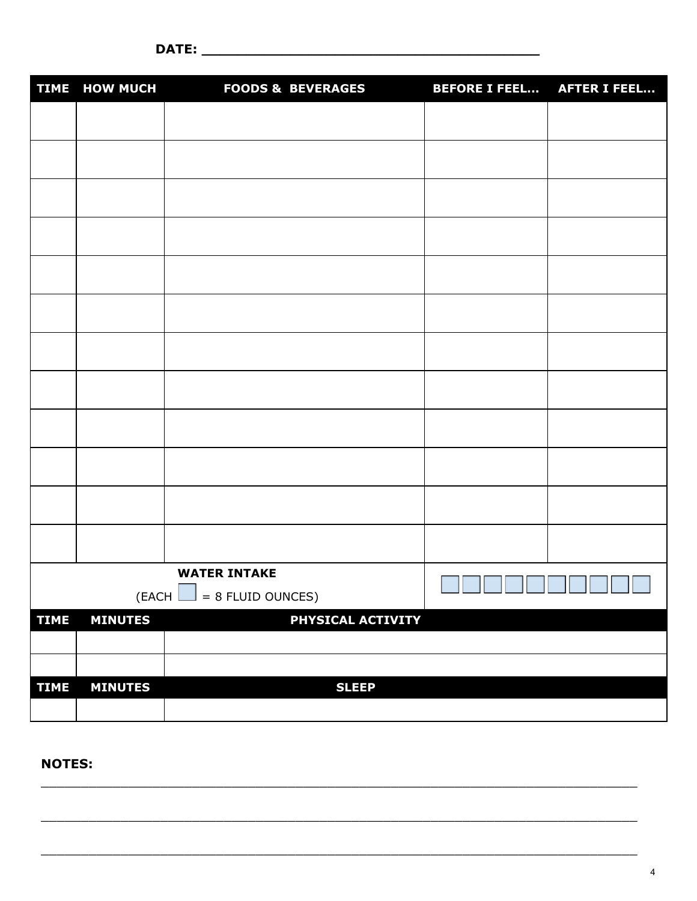**DATE:** ________________________________________

| TIME | HOW MUCH | FOODS & BEVERAGES | BEFORE I FEEL… | AFTER I FEEL… |
|---|---|---|---|---|
| | | | | |
| | | | | |
| | | | | |
| | | | | |
| | | | | |
| | | | | |
| | | | | |
| | | | | |
| | | | | |
| | | | | |
| | | | | |
| | | | | |
| **WATER INTAKE** (EACH ☐ = 8 FLUID OUNCES) | | | ☐☐☐☐☐☐☐☐☐☐ | |

| TIME | MINUTES | PHYSICAL ACTIVITY |
|---|---|---|
| | | |
| | | |

| TIME | MINUTES | SLEEP |
|---|---|---|
| | | |

**NOTES:**

________________________________________________________________________________

________________________________________________________________________________

________________________________________________________________________________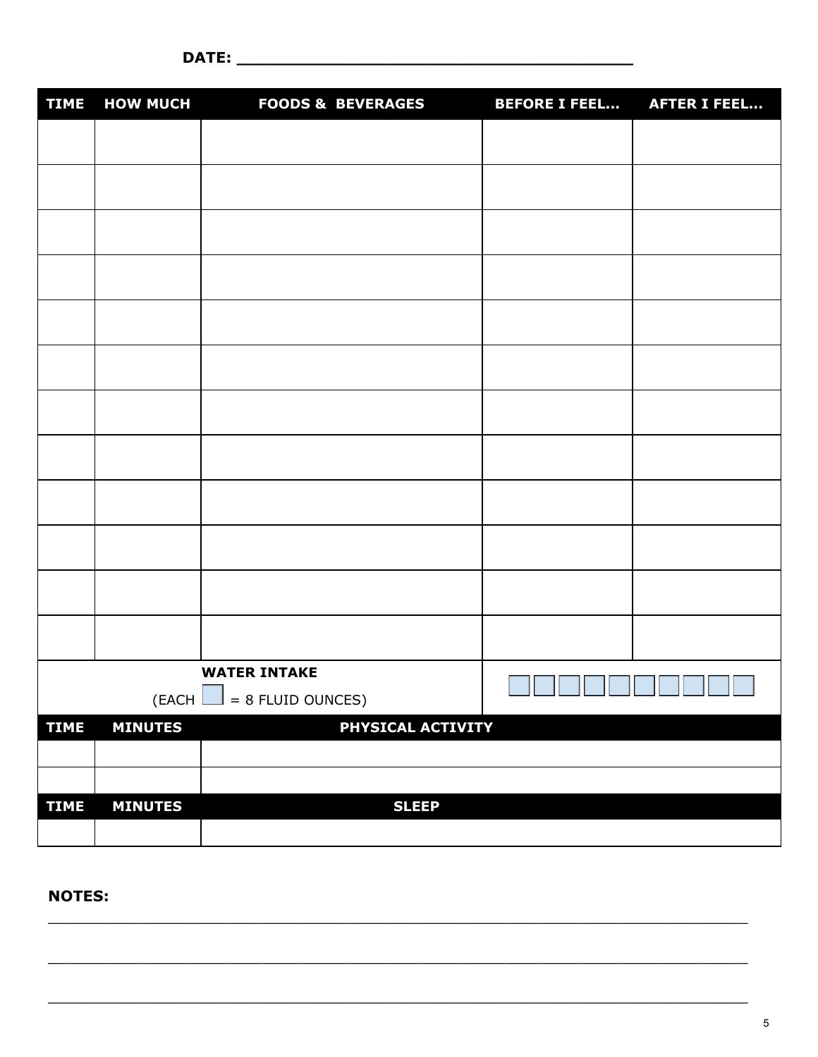**DATE: ______________________________________**

| TIME | HOW MUCH | FOODS & BEVERAGES | BEFORE I FEEL… | AFTER I FEEL… |
|---|---|---|---|---|
| | | | | |
| | | | | |
| | | | | |
| | | | | |
| | | | | |
| | | | | |
| | | | | |
| | | | | |
| | | | | |
| | | | | |
| | | | | |
| | | | | |

| **WATER INTAKE** (EACH ☐ = 8 FLUID OUNCES) | ☐ ☐ ☐ ☐ ☐ ☐ ☐ ☐ ☐ ☐ |
|---|---|

| TIME | MINUTES | PHYSICAL ACTIVITY |
|---|---|---|
| | | |
| | | |

| TIME | MINUTES | SLEEP |
|---|---|---|
| | | |

**NOTES:**

_______________________________________________________________________________

_______________________________________________________________________________

_______________________________________________________________________________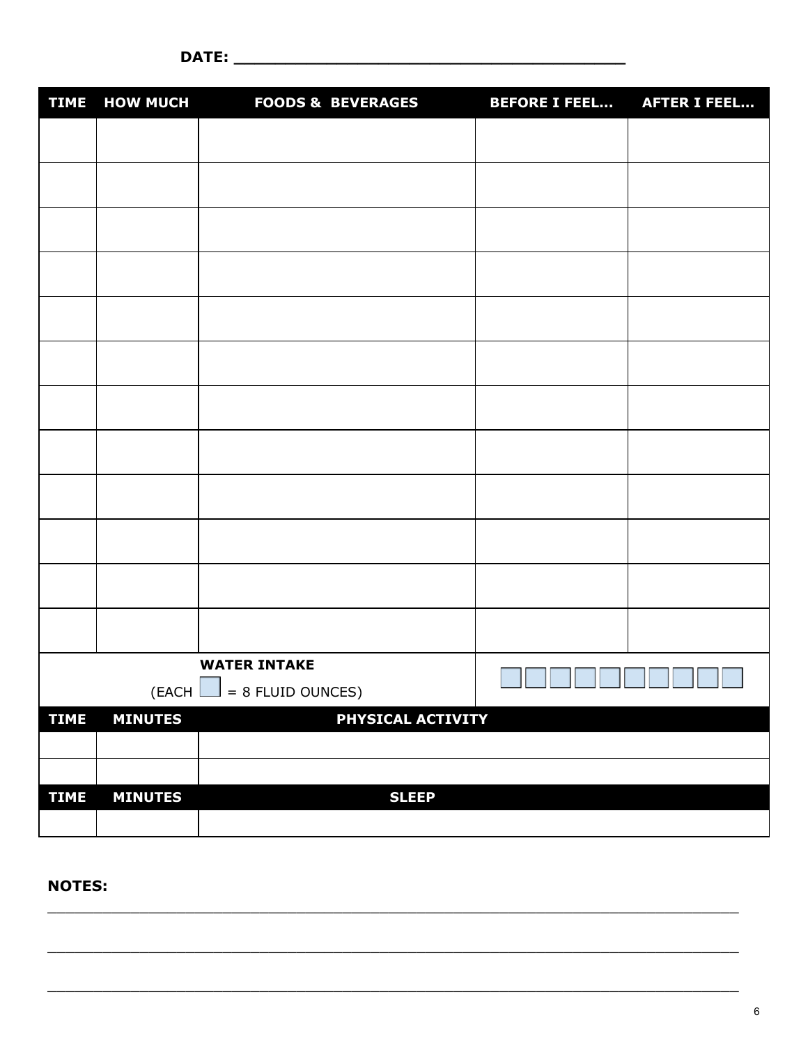**DATE: ______________________________________**

| TIME | HOW MUCH | FOODS & BEVERAGES | BEFORE I FEEL… | AFTER I FEEL… |
|---|---|---|---|---|
| | | | | |
| | | | | |
| | | | | |
| | | | | |
| | | | | |
| | | | | |
| | | | | |
| | | | | |
| | | | | |
| | | | | |
| | | | | |
| | | | | |
| | | **WATER INTAKE** (EACH ☐ = 8 FLUID OUNCES) | ☐☐☐☐☐☐☐☐☐☐ | |

| TIME | MINUTES | PHYSICAL ACTIVITY |
|---|---|---|
| | | |
| | | |

| TIME | MINUTES | SLEEP |
|---|---|---|
| | | |

**NOTES:**

______________________________________________________________________________

______________________________________________________________________________

______________________________________________________________________________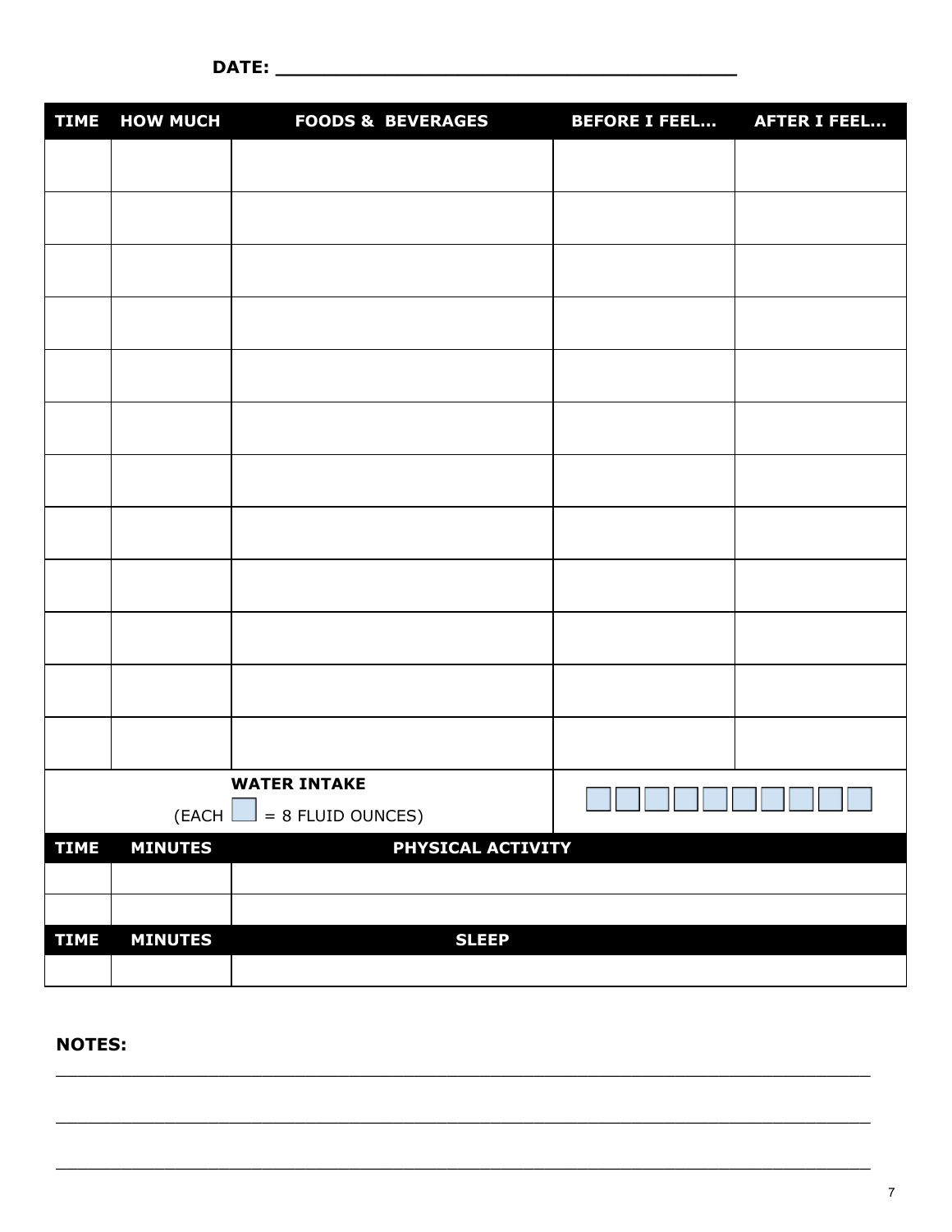**DATE: ________________________________________**

| TIME | HOW MUCH | FOODS & BEVERAGES | BEFORE I FEEL… | AFTER I FEEL… |
|---|---|---|---|---|
| | | | | |
| | | | | |
| | | | | |
| | | | | |
| | | | | |
| | | | | |
| | | | | |
| | | | | |
| | | | | |
| | | | | |
| | | | | |
| | | | | |
| **WATER INTAKE** (EACH ☐ = 8 FLUID OUNCES) | | | ☐☐☐☐☐☐☐☐☐☐ | |

| TIME | MINUTES | PHYSICAL ACTIVITY |
|---|---|---|
| | | |
| | | |

| TIME | MINUTES | SLEEP |
|---|---|---|
| | | |

**NOTES:**

________________________________________________________________________________

________________________________________________________________________________

________________________________________________________________________________